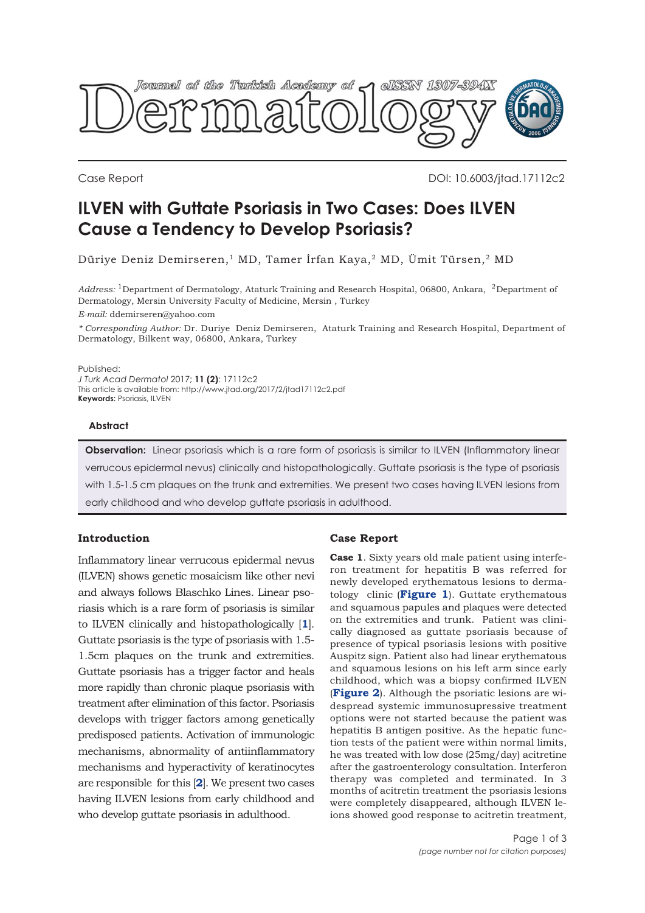Case Report

DOI: 10.6003/jtad.17112c2

# ILVEN with Guttate Psoriasis in Two Cases: Does ILVEN Cause a Tendency to Develop Psoriasis?

Düriye Deniz Demirseren,[1] MD, Tamer İrfan Kaya,[2] MD, Ümit Türsen,[2] MD

*Address:* [1]Department of Dermatology, Ataturk Training and Research Hospital, 06800, Ankara, [2]Department of Dermatology, Mersin University Faculty of Medicine, Mersin , Turkey

*E-mail:* ddemirseren@yahoo.com

*\* Corresponding Author:* Dr. Duriye Deniz Demirseren, Ataturk Training and Research Hospital, Department of Dermatology, Bilkent way, 06800, Ankara, Turkey

Published:
*J Turk Acad Dermatol* 2017; **11 (2)**: 17112c2
This article is available from: http://www.jtad.org/2017/2/jtad17112c2.pdf
**Keywords:** Psoriasis, ILVEN

### Abstract

**Observation:** Linear psoriasis which is a rare form of psoriasis is similar to ILVEN (Inflammatory linear verrucous epidermal nevus) clinically and histopathologically. Guttate psoriasis is the type of psoriasis with 1.5-1.5 cm plaques on the trunk and extremities. We present two cases having ILVEN lesions from early childhood and who develop guttate psoriasis in adulthood.

## Introduction

Inflammatory linear verrucous epidermal nevus (ILVEN) shows genetic mosaicism like other nevi and always follows Blaschko Lines. Linear psoriasis which is a rare form of psoriasis is similar to ILVEN clinically and histopathologically [**1**]. Guttate psoriasis is the type of psoriasis with 1.5-1.5cm plaques on the trunk and extremities. Guttate psoriasis has a trigger factor and heals more rapidly than chronic plaque psoriasis with treatment after elimination of this factor. Psoriasis develops with trigger factors among genetically predisposed patients. Activation of immunologic mechanisms, abnormality of antiinflammatory mechanisms and hyperactivity of keratinocytes are responsible for this [**2**]. We present two cases having ILVEN lesions from early childhood and who develop guttate psoriasis in adulthood.

## Case Report

**Case 1**. Sixty years old male patient using interferon treatment for hepatitis B was referred for newly developed erythematous lesions to dermatology clinic (**Figure 1**). Guttate erythematous and squamous papules and plaques were detected on the extremities and trunk. Patient was clinically diagnosed as guttate psoriasis because of presence of typical psoriasis lesions with positive Auspitz sign. Patient also had linear erythematous and squamous lesions on his left arm since early childhood, which was a biopsy confirmed ILVEN (**Figure 2**). Although the psoriatic lesions are widespread systemic immunosupressive treatment options were not started because the patient was hepatitis B antigen positive. As the hepatic function tests of the patient were within normal limits, he was treated with low dose (25mg/day) acitretine after the gastroenterology consultation. Interferon therapy was completed and terminated. In 3 months of acitretin treatment the psoriasis lesions were completely disappeared, although ILVEN lesions showed good response to acitretin treatment,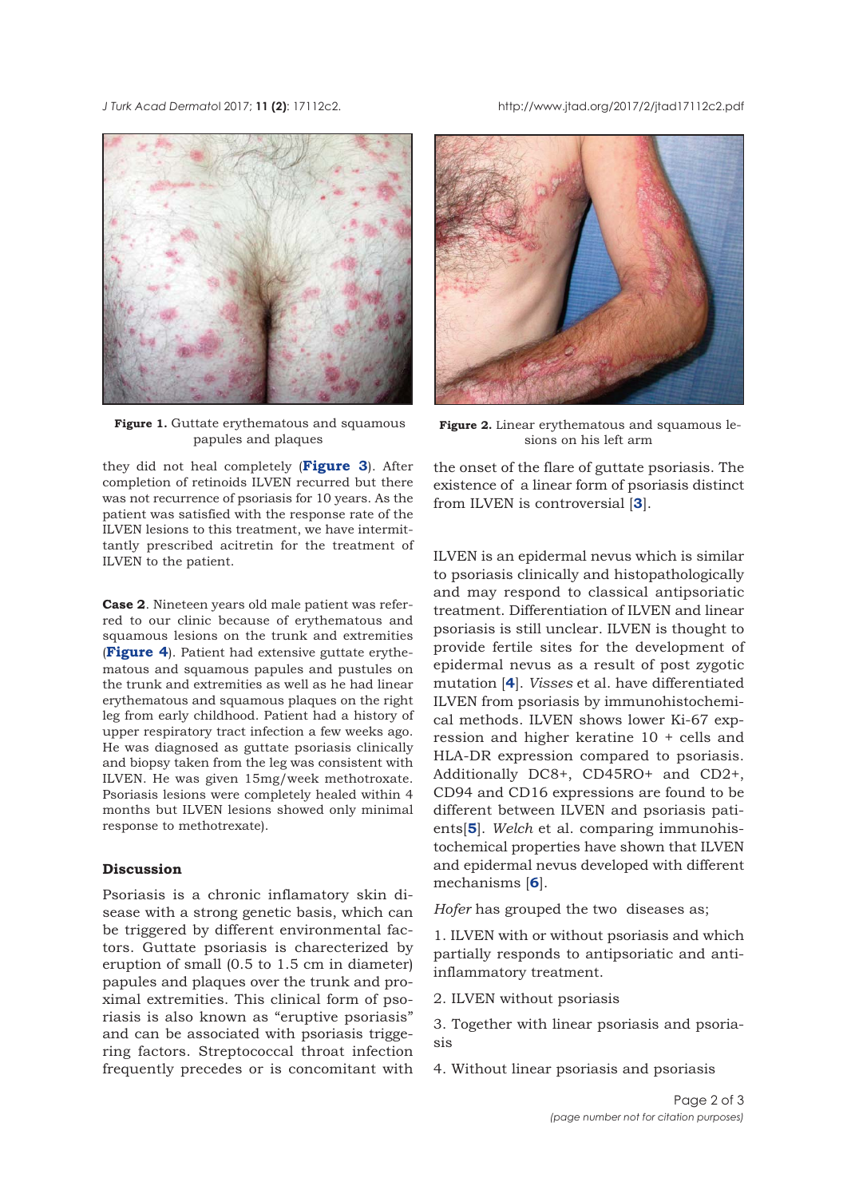Figure 1. Guttate erythematous and squamous papules and plaques

Figure 2. Linear erythematous and squamous lesions on his left arm

they did not heal completely (**Figure 3**). After completion of retinoids ILVEN recurred but there was not recurrence of psoriasis for 10 years. As the patient was satisfied with the response rate of the ILVEN lesions to this treatment, we have intermittantly prescribed acitretin for the treatment of ILVEN to the patient.

**Case 2**. Nineteen years old male patient was referred to our clinic because of erythematous and squamous lesions on the trunk and extremities (**Figure 4**). Patient had extensive guttate erythematous and squamous papules and pustules on the trunk and extremities as well as he had linear erythematous and squamous plaques on the right leg from early childhood. Patient had a history of upper respiratory tract infection a few weeks ago. He was diagnosed as guttate psoriasis clinically and biopsy taken from the leg was consistent with ILVEN. He was given 15mg/week methotroxate. Psoriasis lesions were completely healed within 4 months but ILVEN lesions showed only minimal response to methotrexate).

## Discussion

Psoriasis is a chronic inflamatory skin disease with a strong genetic basis, which can be triggered by different environmental factors. Guttate psoriasis is charecterized by eruption of small (0.5 to 1.5 cm in diameter) papules and plaques over the trunk and proximal extremities. This clinical form of psoriasis is also known as "eruptive psoriasis" and can be associated with psoriasis triggering factors. Streptococcal throat infection frequently precedes or is concomitant with the onset of the flare of guttate psoriasis. The existence of a linear form of psoriasis distinct from ILVEN is controversial [3].

ILVEN is an epidermal nevus which is similar to psoriasis clinically and histopathologically and may respond to classical antipsoriatic treatment. Differentiation of ILVEN and linear psoriasis is still unclear. ILVEN is thought to provide fertile sites for the development of epidermal nevus as a result of post zygotic mutation [4]. *Visses* et al. have differentiated ILVEN from psoriasis by immunohistochemical methods. ILVEN shows lower Ki-67 expression and higher keratine 10 + cells and HLA-DR expression compared to psoriasis. Additionally DC8+, CD45RO+ and CD2+, CD94 and CD16 expressions are found to be different between ILVEN and psoriasis patients[5]. *Welch* et al. comparing immunohistochemical properties have shown that ILVEN and epidermal nevus developed with different mechanisms [6].

*Hofer* has grouped the two diseases as;

1. ILVEN with or without psoriasis and which partially responds to antipsoriatic and antiinflammatory treatment.

2. ILVEN without psoriasis

3. Together with linear psoriasis and psoriasis

4. Without linear psoriasis and psoriasis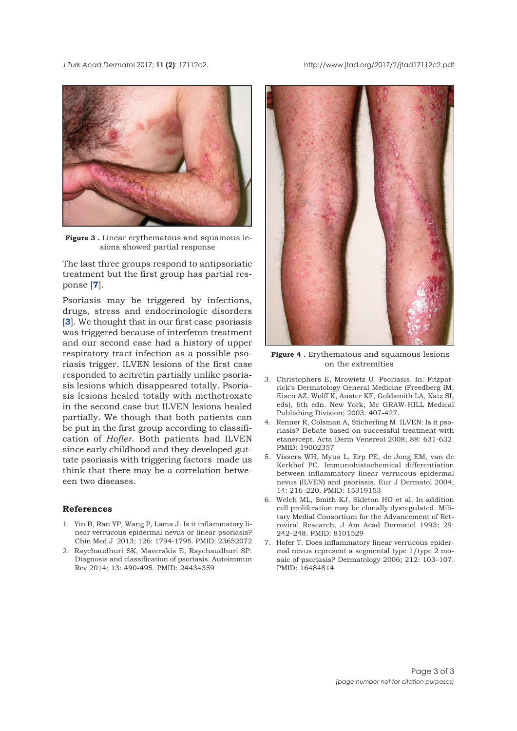Figure 3 . Linear erythematous and squamous lesions showed partial response

The last three groups respond to antipsoriatic treatment but the first group has partial response [7].

Psoriasis may be triggered by infections, drugs, stress and endocrinologic disorders [3]. We thought that in our first case psoriasis was triggered because of interferon treatment and our second case had a history of upper respiratory tract infection as a possible psoriasis trigger. ILVEN lesions of the first case responded to acitretin partially unlike psoriasis lesions which disappeared totally. Psoriasis lesions healed totally with methotroxate in the second case but ILVEN lesions healed partially. We though that both patients can be put in the first group according to classification of *Hofler*. Both patients had ILVEN since early childhood and they developed guttate psoriasis with triggering factors made us think that there may be a correlation beteen two diseases.

Figure 4 . Erythematous and squamous lesions on the extremities

## References

1. Yin B, Ran YP, Wang P, Lama J. Is it inflammatory linear verrucous epidermal nevus or linear psoriasis? Chin Med J 2013; 126: 1794-1795. PMID: 23652072
2. Raychaudhuri SK, Maverakis E, Raychaudhuri SP. Diagnosis and classification of psoriasis. Autoimmun Rev 2014; 13: 490-495. PMID: 24434359
3. Christophers E, Mrowietz U. Psoriasis. In: Fitzpatrick's Dermatology General Medicine (Freedberg IM, Eisen AZ, Wolff K, Auster KF, Goldsmith LA, Katz SI, eds), 6th edn. New York, Mc GRAW-HILL Medical Publishing Division; 2003. 407-427.
4. Renner R, Colsman A, Sticherling M. ILVEN: Is it psoriasis? Debate based on successful treatment with etanercept. Acta Derm Venereol 2008; 88: 631-632. PMID: 19002357
5. Vissers WH, Myus L, Erp PE, de Jong EM, van de Kerkhof PC. Immunohistochemical differentiation between inflammatory linear verrucous epidermal nevus (ILVEN) and psoriasis. Eur J Dermatol 2004; 14: 216–220. PMID: 15319153
6. Welch ML, Smith KJ, Skleton HG et al. In addition cell proliferation may be clonally dysregulated. Military Medial Consortium for the Advancement of Retroviral Research. J Am Acad Dermatol 1993; 29: 242–248. PMID: 8101529
7. Hofer T. Does inflammatory linear verrucous epidermal nevus represent a segmental type 1/type 2 mosaic of psoriasis? Dermatology 2006; 212: 103–107. PMID: 16484814